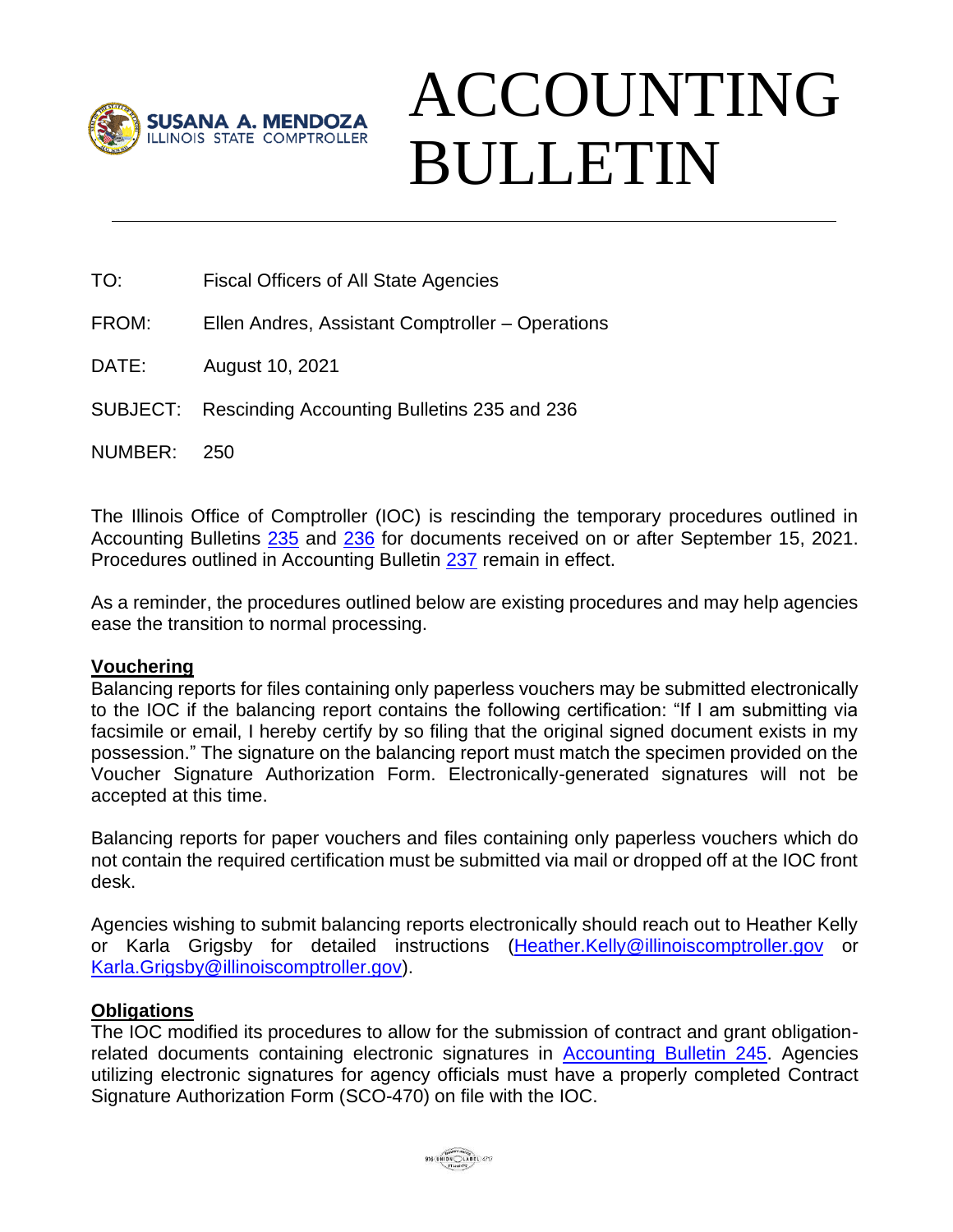SUSANA A. MENDOZA
ILLINOIS STATE COMPTROLLER

# ACCOUNTING BULLETIN

TO: Fiscal Officers of All State Agencies

FROM: Ellen Andres, Assistant Comptroller – Operations

DATE: August 10, 2021

SUBJECT: Rescinding Accounting Bulletins 235 and 236

NUMBER: 250

The Illinois Office of Comptroller (IOC) is rescinding the temporary procedures outlined in Accounting Bulletins 235 and 236 for documents received on or after September 15, 2021. Procedures outlined in Accounting Bulletin 237 remain in effect.

As a reminder, the procedures outlined below are existing procedures and may help agencies ease the transition to normal processing.

**Vouchering**

Balancing reports for files containing only paperless vouchers may be submitted electronically to the IOC if the balancing report contains the following certification: "If I am submitting via facsimile or email, I hereby certify by so filing that the original signed document exists in my possession." The signature on the balancing report must match the specimen provided on the Voucher Signature Authorization Form. Electronically-generated signatures will not be accepted at this time.

Balancing reports for paper vouchers and files containing only paperless vouchers which do not contain the required certification must be submitted via mail or dropped off at the IOC front desk.

Agencies wishing to submit balancing reports electronically should reach out to Heather Kelly or Karla Grigsby for detailed instructions (Heather.Kelly@illinoiscomptroller.gov or Karla.Grigsby@illinoiscomptroller.gov).

**Obligations**

The IOC modified its procedures to allow for the submission of contract and grant obligation-related documents containing electronic signatures in Accounting Bulletin 245. Agencies utilizing electronic signatures for agency officials must have a properly completed Contract Signature Authorization Form (SCO-470) on file with the IOC.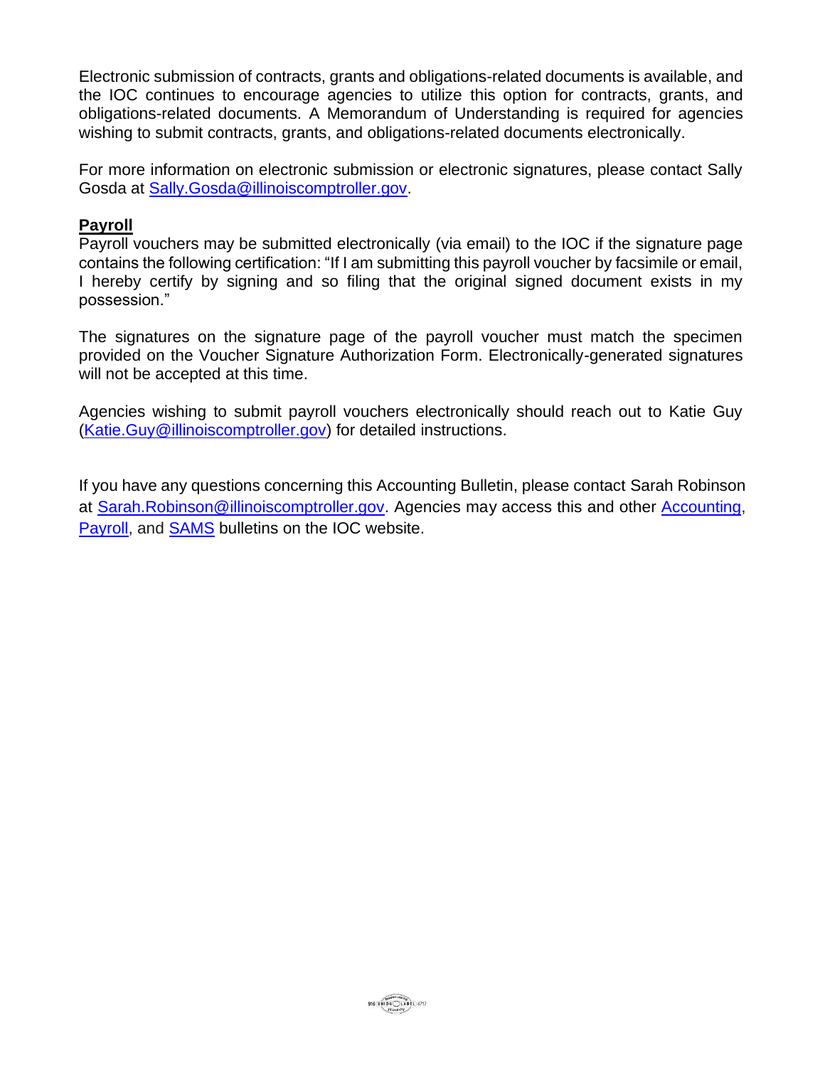Electronic submission of contracts, grants and obligations-related documents is available, and the IOC continues to encourage agencies to utilize this option for contracts, grants, and obligations-related documents. A Memorandum of Understanding is required for agencies wishing to submit contracts, grants, and obligations-related documents electronically.

For more information on electronic submission or electronic signatures, please contact Sally Gosda at Sally.Gosda@illinoiscomptroller.gov.

**Payroll**

Payroll vouchers may be submitted electronically (via email) to the IOC if the signature page contains the following certification: "If I am submitting this payroll voucher by facsimile or email, I hereby certify by signing and so filing that the original signed document exists in my possession."

The signatures on the signature page of the payroll voucher must match the specimen provided on the Voucher Signature Authorization Form. Electronically-generated signatures will not be accepted at this time.

Agencies wishing to submit payroll vouchers electronically should reach out to Katie Guy (Katie.Guy@illinoiscomptroller.gov) for detailed instructions.

If you have any questions concerning this Accounting Bulletin, please contact Sarah Robinson at Sarah.Robinson@illinoiscomptroller.gov. Agencies may access this and other Accounting, Payroll, and SAMS bulletins on the IOC website.